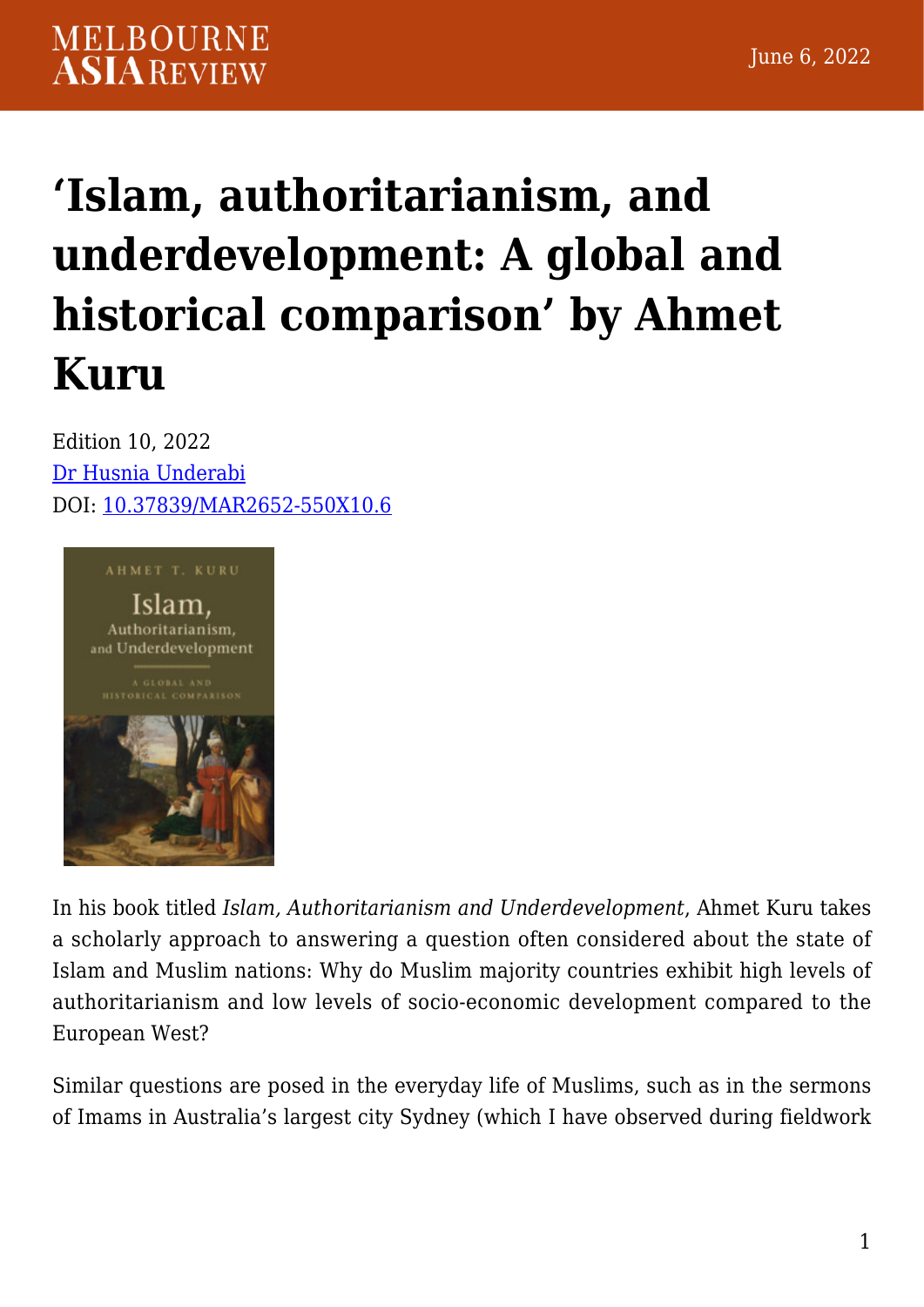# 'Islam, authoritarianism, and underdevelopment: A global and historical comparison' by Ahmet Kuru

Edition 10, 2022
Dr Husnia Underabi
DOI: 10.37839/MAR2652-550X10.6

In his book titled *Islam, Authoritarianism and Underdevelopment*, Ahmet Kuru takes a scholarly approach to answering a question often considered about the state of Islam and Muslim nations: Why do Muslim majority countries exhibit high levels of authoritarianism and low levels of socio-economic development compared to the European West?

Similar questions are posed in the everyday life of Muslims, such as in the sermons of Imams in Australia's largest city Sydney (which I have observed during fieldwork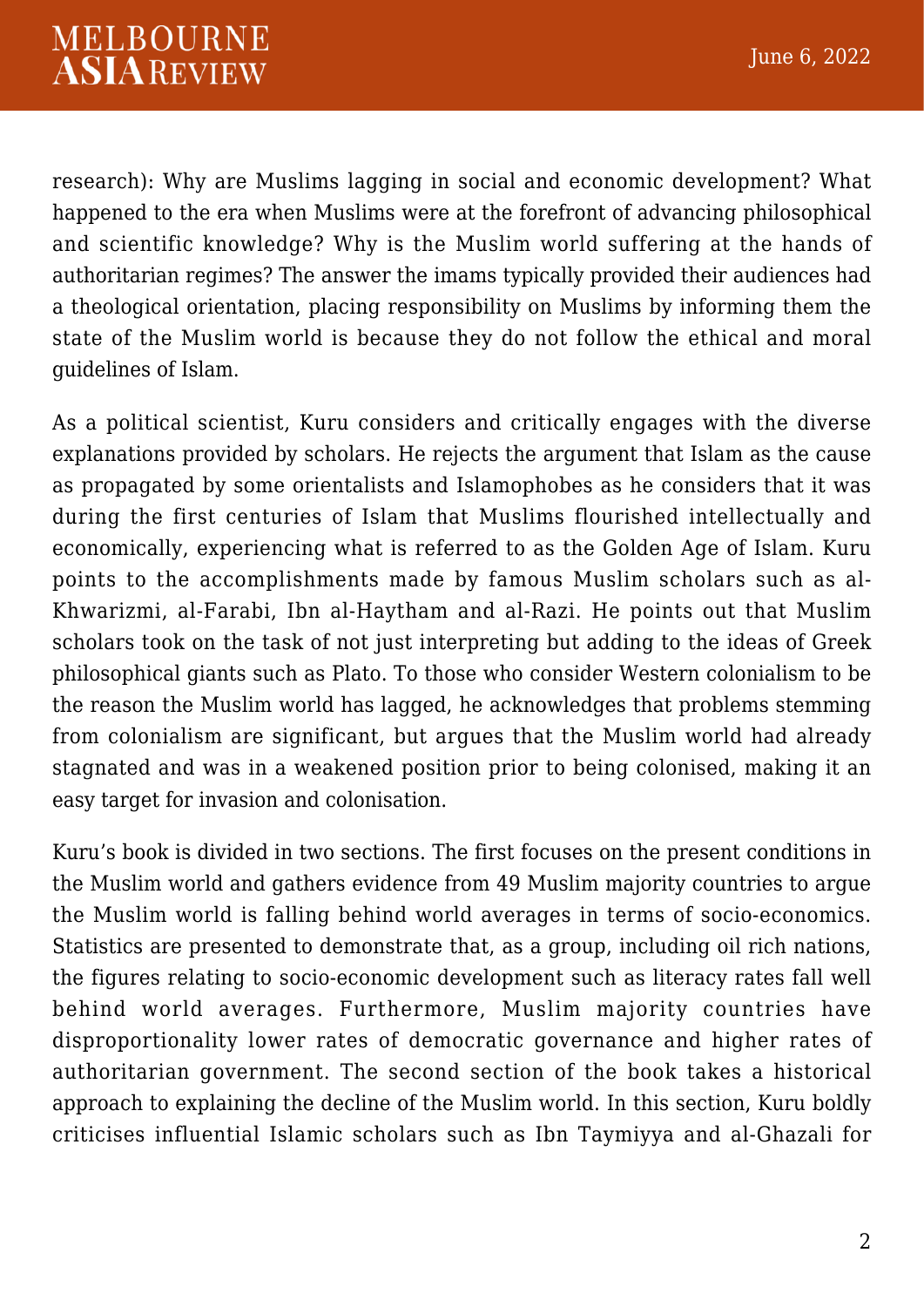research): Why are Muslims lagging in social and economic development? What happened to the era when Muslims were at the forefront of advancing philosophical and scientific knowledge? Why is the Muslim world suffering at the hands of authoritarian regimes? The answer the imams typically provided their audiences had a theological orientation, placing responsibility on Muslims by informing them the state of the Muslim world is because they do not follow the ethical and moral guidelines of Islam.

As a political scientist, Kuru considers and critically engages with the diverse explanations provided by scholars. He rejects the argument that Islam as the cause as propagated by some orientalists and Islamophobes as he considers that it was during the first centuries of Islam that Muslims flourished intellectually and economically, experiencing what is referred to as the Golden Age of Islam. Kuru points to the accomplishments made by famous Muslim scholars such as al-Khwarizmi, al-Farabi, Ibn al-Haytham and al-Razi. He points out that Muslim scholars took on the task of not just interpreting but adding to the ideas of Greek philosophical giants such as Plato. To those who consider Western colonialism to be the reason the Muslim world has lagged, he acknowledges that problems stemming from colonialism are significant, but argues that the Muslim world had already stagnated and was in a weakened position prior to being colonised, making it an easy target for invasion and colonisation.

Kuru's book is divided in two sections. The first focuses on the present conditions in the Muslim world and gathers evidence from 49 Muslim majority countries to argue the Muslim world is falling behind world averages in terms of socio-economics. Statistics are presented to demonstrate that, as a group, including oil rich nations, the figures relating to socio-economic development such as literacy rates fall well behind world averages. Furthermore, Muslim majority countries have disproportionality lower rates of democratic governance and higher rates of authoritarian government. The second section of the book takes a historical approach to explaining the decline of the Muslim world. In this section, Kuru boldly criticises influential Islamic scholars such as Ibn Taymiyya and al-Ghazali for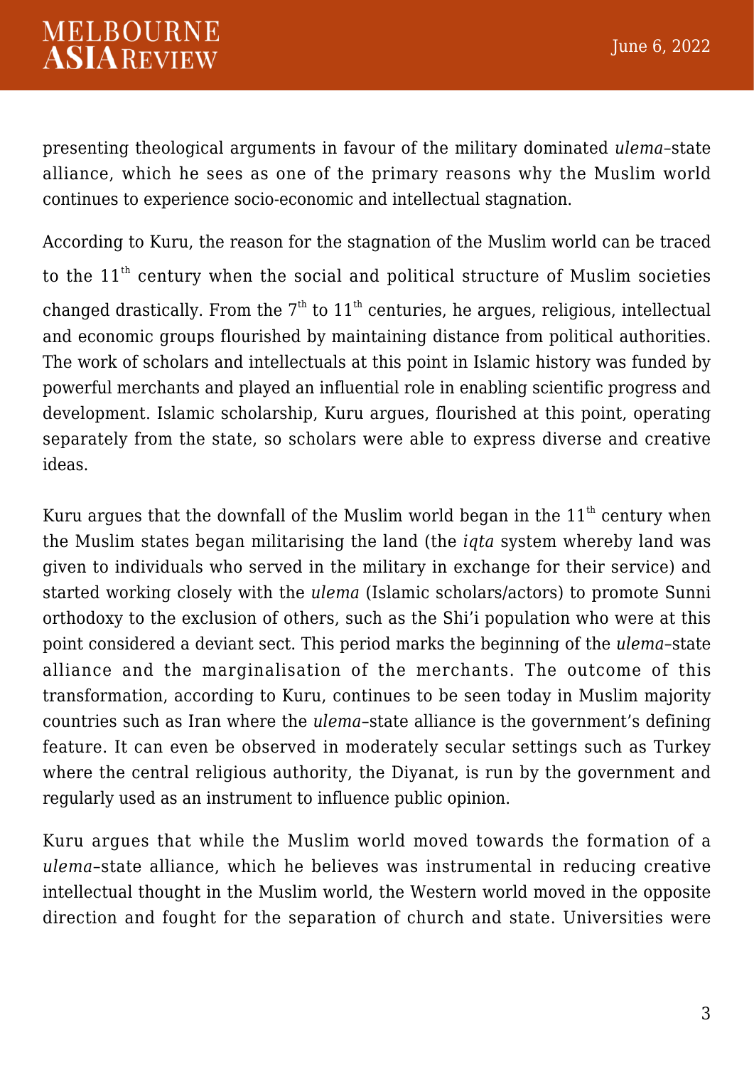presenting theological arguments in favour of the military dominated *ulema*–state alliance, which he sees as one of the primary reasons why the Muslim world continues to experience socio-economic and intellectual stagnation.

According to Kuru, the reason for the stagnation of the Muslim world can be traced to the 11th century when the social and political structure of Muslim societies changed drastically. From the 7th to 11th centuries, he argues, religious, intellectual and economic groups flourished by maintaining distance from political authorities. The work of scholars and intellectuals at this point in Islamic history was funded by powerful merchants and played an influential role in enabling scientific progress and development. Islamic scholarship, Kuru argues, flourished at this point, operating separately from the state, so scholars were able to express diverse and creative ideas.

Kuru argues that the downfall of the Muslim world began in the 11th century when the Muslim states began militarising the land (the *iqta* system whereby land was given to individuals who served in the military in exchange for their service) and started working closely with the *ulema* (Islamic scholars/actors) to promote Sunni orthodoxy to the exclusion of others, such as the Shi'i population who were at this point considered a deviant sect. This period marks the beginning of the *ulema*–state alliance and the marginalisation of the merchants. The outcome of this transformation, according to Kuru, continues to be seen today in Muslim majority countries such as Iran where the *ulema*–state alliance is the government's defining feature. It can even be observed in moderately secular settings such as Turkey where the central religious authority, the Diyanat, is run by the government and regularly used as an instrument to influence public opinion.

Kuru argues that while the Muslim world moved towards the formation of a *ulema*–state alliance, which he believes was instrumental in reducing creative intellectual thought in the Muslim world, the Western world moved in the opposite direction and fought for the separation of church and state. Universities were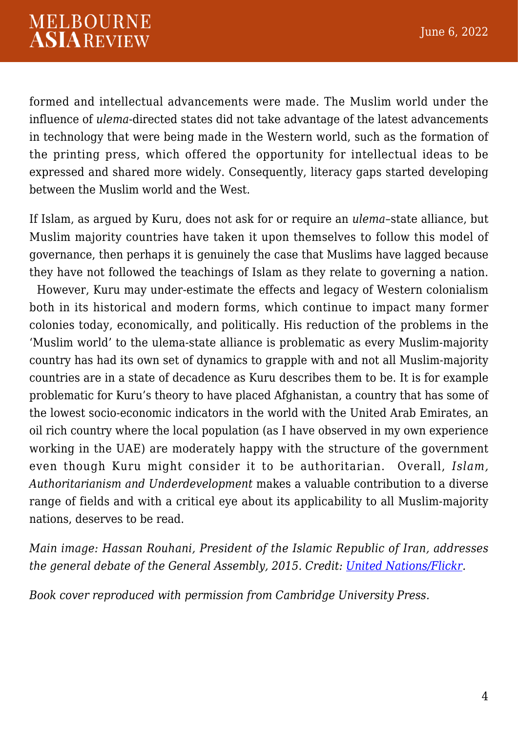formed and intellectual advancements were made. The Muslim world under the influence of *ulema*-directed states did not take advantage of the latest advancements in technology that were being made in the Western world, such as the formation of the printing press, which offered the opportunity for intellectual ideas to be expressed and shared more widely. Consequently, literacy gaps started developing between the Muslim world and the West.

If Islam, as argued by Kuru, does not ask for or require an *ulema*–state alliance, but Muslim majority countries have taken it upon themselves to follow this model of governance, then perhaps it is genuinely the case that Muslims have lagged because they have not followed the teachings of Islam as they relate to governing a nation. However, Kuru may under-estimate the effects and legacy of Western colonialism both in its historical and modern forms, which continue to impact many former colonies today, economically, and politically. His reduction of the problems in the 'Muslim world' to the ulema-state alliance is problematic as every Muslim-majority country has had its own set of dynamics to grapple with and not all Muslim-majority countries are in a state of decadence as Kuru describes them to be. It is for example problematic for Kuru's theory to have placed Afghanistan, a country that has some of the lowest socio-economic indicators in the world with the United Arab Emirates, an oil rich country where the local population (as I have observed in my own experience working in the UAE) are moderately happy with the structure of the government even though Kuru might consider it to be authoritarian. Overall, *Islam, Authoritarianism and Underdevelopment* makes a valuable contribution to a diverse range of fields and with a critical eye about its applicability to all Muslim-majority nations, deserves to be read.

*Main image: Hassan Rouhani, President of the Islamic Republic of Iran, addresses the general debate of the General Assembly, 2015. Credit: [United Nations/Flickr](United Nations/Flickr).*

*Book cover reproduced with permission from Cambridge University Press.*